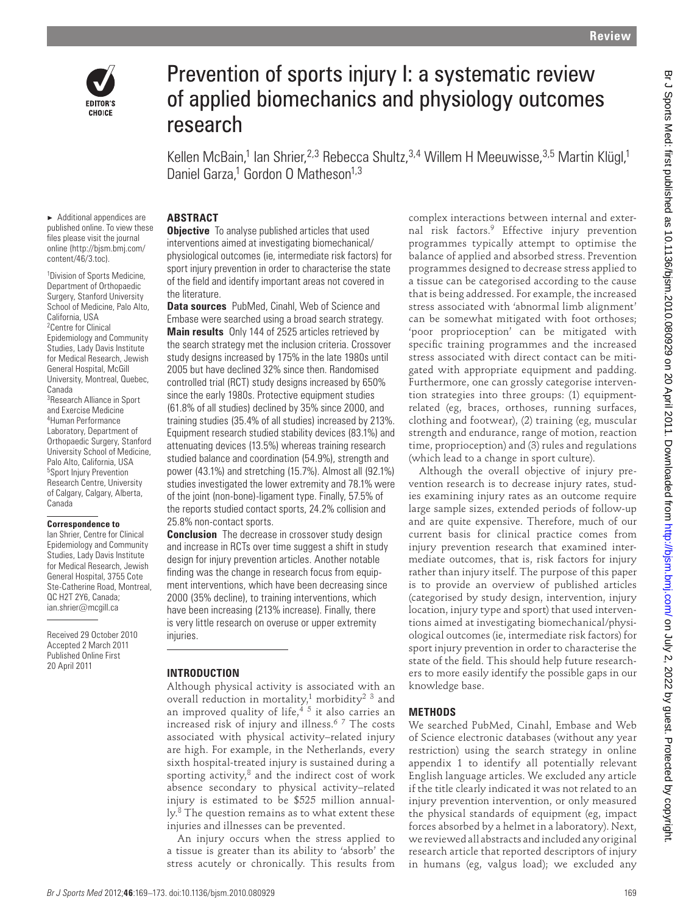# Prevention of sports injury I: a systematic review of applied biomechanics and physiology outcomes research

Kellen McBain,[1] Ian Shrier,[2,3] Rebecca Shultz,[3,4] Willem H Meeuwisse,[3,5] Martin Klügl,[1] Daniel Garza,[1] Gordon O Matheson[1,3]

► Additional appendices are published online. To view these files please visit the journal online (http://bjsm.bmj.com/content/46/3.toc).

[1]Division of Sports Medicine, Department of Orthopaedic Surgery, Stanford University School of Medicine, Palo Alto, California, USA
[2]Centre for Clinical Epidemiology and Community Studies, Lady Davis Institute for Medical Research, Jewish General Hospital, McGill University, Montreal, Quebec, Canada
[3]Research Alliance in Sport and Exercise Medicine
[4]Human Performance Laboratory, Department of Orthopaedic Surgery, Stanford University School of Medicine, Palo Alto, California, USA
[5]Sport Injury Prevention Research Centre, University of Calgary, Calgary, Alberta, Canada

**Correspondence to**
Ian Shrier, Centre for Clinical Epidemiology and Community Studies, Lady Davis Institute for Medical Research, Jewish General Hospital, 3755 Cote Ste-Catherine Road, Montreal, QC H2T 2Y6, Canada; ian.shrier@mcgill.ca

Received 29 October 2010
Accepted 2 March 2011
Published Online First 20 April 2011

## ABSTRACT

**Objective** To analyse published articles that used interventions aimed at investigating biomechanical/physiological outcomes (ie, intermediate risk factors) for sport injury prevention in order to characterise the state of the field and identify important areas not covered in the literature.

**Data sources** PubMed, Cinahl, Web of Science and Embase were searched using a broad search strategy.

**Main results** Only 144 of 2525 articles retrieved by the search strategy met the inclusion criteria. Crossover study designs increased by 175% in the late 1980s until 2005 but have declined 32% since then. Randomised controlled trial (RCT) study designs increased by 650% since the early 1980s. Protective equipment studies (61.8% of all studies) declined by 35% since 2000, and training studies (35.4% of all studies) increased by 213%. Equipment research studied stability devices (83.1%) and attenuating devices (13.5%) whereas training research studied balance and coordination (54.9%), strength and power (43.1%) and stretching (15.7%). Almost all (92.1%) studies investigated the lower extremity and 78.1% were of the joint (non-bone)-ligament type. Finally, 57.5% of the reports studied contact sports, 24.2% collision and 25.8% non-contact sports.

**Conclusion** The decrease in crossover study design and increase in RCTs over time suggest a shift in study design for injury prevention articles. Another notable finding was the change in research focus from equipment interventions, which have been decreasing since 2000 (35% decline), to training interventions, which have been increasing (213% increase). Finally, there is very little research on overuse or upper extremity injuries.

## INTRODUCTION

Although physical activity is associated with an overall reduction in mortality,[1] morbidity[2 3] and an improved quality of life,[4 5] it also carries an increased risk of injury and illness.[6 7] The costs associated with physical activity–related injury are high. For example, in the Netherlands, every sixth hospital-treated injury is sustained during a sporting activity,[8] and the indirect cost of work absence secondary to physical activity–related injury is estimated to be $525 million annually.[8] The question remains as to what extent these injuries and illnesses can be prevented.

An injury occurs when the stress applied to a tissue is greater than its ability to 'absorb' the stress acutely or chronically. This results from complex interactions between internal and external risk factors.[9] Effective injury prevention programmes typically attempt to optimise the balance of applied and absorbed stress. Prevention programmes designed to decrease stress applied to a tissue can be categorised according to the cause that is being addressed. For example, the increased stress associated with 'abnormal limb alignment' can be somewhat mitigated with foot orthoses; 'poor proprioception' can be mitigated with specific training programmes and the increased stress associated with direct contact can be mitigated with appropriate equipment and padding. Furthermore, one can grossly categorise intervention strategies into three groups: (1) equipment-related (eg, braces, orthoses, running surfaces, clothing and footwear), (2) training (eg, muscular strength and endurance, range of motion, reaction time, proprioception) and (3) rules and regulations (which lead to a change in sport culture).

Although the overall objective of injury prevention research is to decrease injury rates, studies examining injury rates as an outcome require large sample sizes, extended periods of follow-up and are quite expensive. Therefore, much of our current basis for clinical practice comes from injury prevention research that examined intermediate outcomes, that is, risk factors for injury rather than injury itself. The purpose of this paper is to provide an overview of published articles (categorised by study design, intervention, injury location, injury type and sport) that used interventions aimed at investigating biomechanical/physiological outcomes (ie, intermediate risk factors) for sport injury prevention in order to characterise the state of the field. This should help future researchers to more easily identify the possible gaps in our knowledge base.

## METHODS

We searched PubMed, Cinahl, Embase and Web of Science electronic databases (without any year restriction) using the search strategy in online appendix 1 to identify all potentially relevant English language articles. We excluded any article if the title clearly indicated it was not related to an injury prevention intervention, or only measured the physical standards of equipment (eg, impact forces absorbed by a helmet in a laboratory). Next, we reviewed all abstracts and included any original research article that reported descriptors of injury in humans (eg, valgus load); we excluded any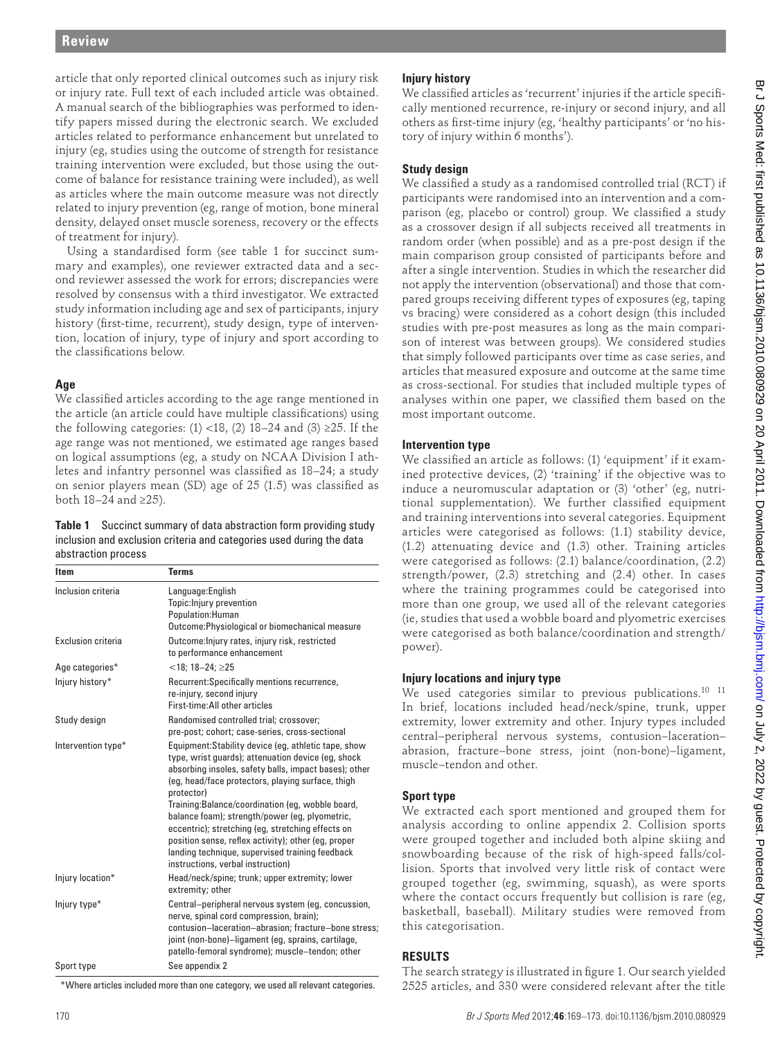article that only reported clinical outcomes such as injury risk or injury rate. Full text of each included article was obtained. A manual search of the bibliographies was performed to identify papers missed during the electronic search. We excluded articles related to performance enhancement but unrelated to injury (eg, studies using the outcome of strength for resistance training intervention were excluded, but those using the outcome of balance for resistance training were included), as well as articles where the main outcome measure was not directly related to injury prevention (eg, range of motion, bone mineral density, delayed onset muscle soreness, recovery or the effects of treatment for injury).

Using a standardised form (see table 1 for succinct summary and examples), one reviewer extracted data and a second reviewer assessed the work for errors; discrepancies were resolved by consensus with a third investigator. We extracted study information including age and sex of participants, injury history (first-time, recurrent), study design, type of intervention, location of injury, type of injury and sport according to the classifications below.

### Age

We classified articles according to the age range mentioned in the article (an article could have multiple classifications) using the following categories: (1) <18, (2) 18–24 and (3) ≥25. If the age range was not mentioned, we estimated age ranges based on logical assumptions (eg, a study on NCAA Division I athletes and infantry personnel was classified as 18–24; a study on senior players mean (SD) age of 25 (1.5) was classified as both 18–24 and ≥25).

**Table 1** Succinct summary of data abstraction form providing study inclusion and exclusion criteria and categories used during the data abstraction process

| Item | Terms |
|---|---|
| Inclusion criteria | Language:English<br>Topic:Injury prevention<br>Population:Human<br>Outcome:Physiological or biomechanical measure |
| Exclusion criteria | Outcome:Injury rates, injury risk, restricted to performance enhancement |
| Age categories* | <18; 18–24; ≥25 |
| Injury history* | Recurrent:Specifically mentions recurrence, re-injury, second injury<br>First-time:All other articles |
| Study design | Randomised controlled trial; crossover; pre-post; cohort; case-series, cross-sectional |
| Intervention type* | Equipment:Stability device (eg, athletic tape, show type, wrist guards); attenuation device (eg, shock absorbing insoles, safety balls, impact bases); other (eg, head/face protectors, playing surface, thigh protector)<br>Training:Balance/coordination (eg, wobble board, balance foam); strength/power (eg, plyometric, eccentric); stretching (eg, stretching effects on position sense, reflex activity); other (eg, proper landing technique, supervised training feedback instructions, verbal instruction) |
| Injury location* | Head/neck/spine; trunk; upper extremity; lower extremity; other |
| Injury type* | Central–peripheral nervous system (eg, concussion, nerve, spinal cord compression, brain); contusion–laceration–abrasion; fracture–bone stress; joint (non-bone)–ligament (eg, sprains, cartilage, patello-femoral syndrome); muscle–tendon; other |
| Sport type | See appendix 2 |

*Where articles included more than one category, we used all relevant categories.

### Injury history

We classified articles as 'recurrent' injuries if the article specifically mentioned recurrence, re-injury or second injury, and all others as first-time injury (eg, 'healthy participants' or 'no history of injury within 6 months').

### Study design

We classified a study as a randomised controlled trial (RCT) if participants were randomised into an intervention and a comparison (eg, placebo or control) group. We classified a study as a crossover design if all subjects received all treatments in random order (when possible) and as a pre-post design if the main comparison group consisted of participants before and after a single intervention. Studies in which the researcher did not apply the intervention (observational) and those that compared groups receiving different types of exposures (eg, taping vs bracing) were considered as a cohort design (this included studies with pre-post measures as long as the main comparison of interest was between groups). We considered studies that simply followed participants over time as case series, and articles that measured exposure and outcome at the same time as cross-sectional. For studies that included multiple types of analyses within one paper, we classified them based on the most important outcome.

### Intervention type

We classified an article as follows: (1) 'equipment' if it examined protective devices, (2) 'training' if the objective was to induce a neuromuscular adaptation or (3) 'other' (eg, nutritional supplementation). We further classified equipment and training interventions into several categories. Equipment articles were categorised as follows: (1.1) stability device, (1.2) attenuating device and (1.3) other. Training articles were categorised as follows: (2.1) balance/coordination, (2.2) strength/power, (2.3) stretching and (2.4) other. In cases where the training programmes could be categorised into more than one group, we used all of the relevant categories (ie, studies that used a wobble board and plyometric exercises were categorised as both balance/coordination and strength/power).

### Injury locations and injury type

We used categories similar to previous publications.[10 11] In brief, locations included head/neck/spine, trunk, upper extremity, lower extremity and other. Injury types included central–peripheral nervous systems, contusion–laceration–abrasion, fracture–bone stress, joint (non-bone)–ligament, muscle–tendon and other.

### Sport type

We extracted each sport mentioned and grouped them for analysis according to online appendix 2. Collision sports were grouped together and included both alpine skiing and snowboarding because of the risk of high-speed falls/collision. Sports that involved very little risk of contact were grouped together (eg, swimming, squash), as were sports where the contact occurs frequently but collision is rare (eg, basketball, baseball). Military studies were removed from this categorisation.

## RESULTS

The search strategy is illustrated in figure 1. Our search yielded 2525 articles, and 330 were considered relevant after the title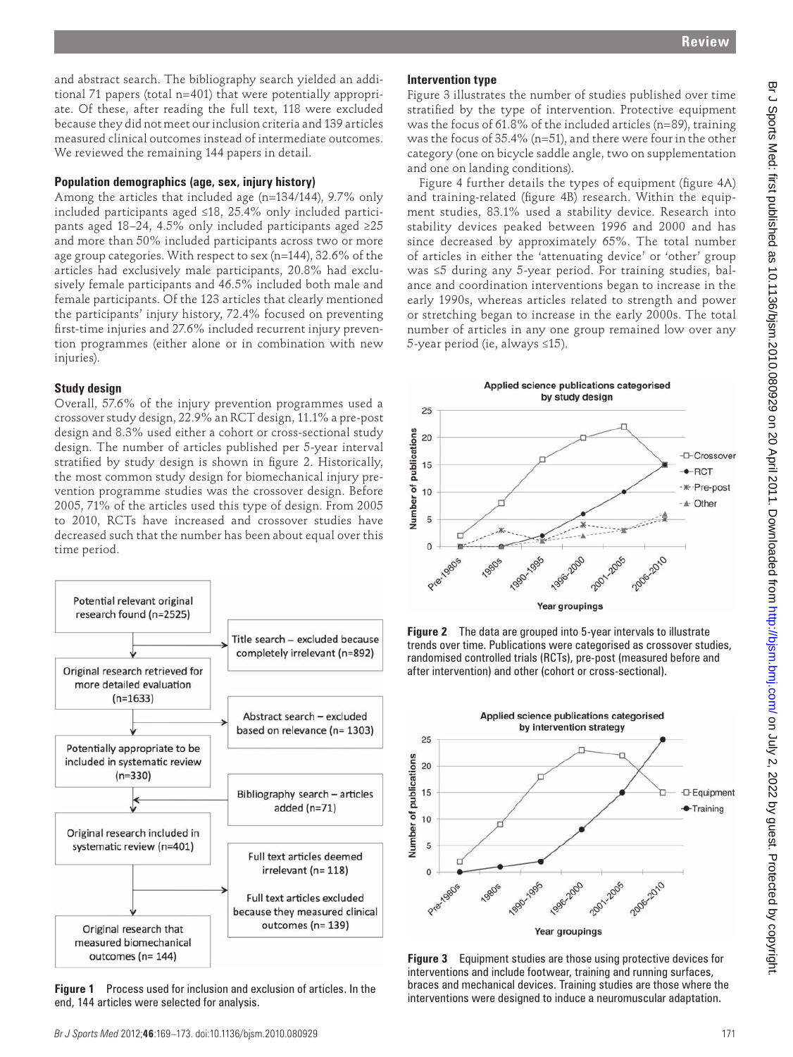and abstract search. The bibliography search yielded an additional 71 papers (total n=401) that were potentially appropriate. Of these, after reading the full text, 118 were excluded because they did not meet our inclusion criteria and 139 articles measured clinical outcomes instead of intermediate outcomes. We reviewed the remaining 144 papers in detail.

### Population demographics (age, sex, injury history)

Among the articles that included age (n=134/144), 9.7% only included participants aged ≤18, 25.4% only included participants aged 18–24, 4.5% only included participants aged ≥25 and more than 50% included participants across two or more age group categories. With respect to sex (n=144), 32.6% of the articles had exclusively male participants, 20.8% had exclusively female participants and 46.5% included both male and female participants. Of the 123 articles that clearly mentioned the participants' injury history, 72.4% focused on preventing first-time injuries and 27.6% included recurrent injury prevention programmes (either alone or in combination with new injuries).

### Study design

Overall, 57.6% of the injury prevention programmes used a crossover study design, 22.9% an RCT design, 11.1% a pre-post design and 8.3% used either a cohort or cross-sectional study design. The number of articles published per 5-year interval stratified by study design is shown in figure 2. Historically, the most common study design for biomechanical injury prevention programme studies was the crossover design. Before 2005, 71% of the articles used this type of design. From 2005 to 2010, RCTs have increased and crossover studies have decreased such that the number has been about equal over this time period.

Figure 1 Process used for inclusion and exclusion of articles. In the end, 144 articles were selected for analysis.

### Intervention type

Figure 3 illustrates the number of studies published over time stratified by the type of intervention. Protective equipment was the focus of 61.8% of the included articles (n=89), training was the focus of 35.4% (n=51), and there were four in the other category (one on bicycle saddle angle, two on supplementation and one on landing conditions).

Figure 4 further details the types of equipment (figure 4A) and training-related (figure 4B) research. Within the equipment studies, 83.1% used a stability device. Research into stability devices peaked between 1996 and 2000 and has since decreased by approximately 65%. The total number of articles in either the 'attenuating device' or 'other' group was ≤5 during any 5-year period. For training studies, balance and coordination interventions began to increase in the early 1990s, whereas articles related to strength and power or stretching began to increase in the early 2000s. The total number of articles in any one group remained low over any 5-year period (ie, always ≤15).

Figure 2 The data are grouped into 5-year intervals to illustrate trends over time. Publications were categorised as crossover studies, randomised controlled trials (RCTs), pre-post (measured before and after intervention) and other (cohort or cross-sectional).

Figure 3 Equipment studies are those using protective devices for interventions and include footwear, training and running surfaces, braces and mechanical devices. Training studies are those where the interventions were designed to induce a neuromuscular adaptation.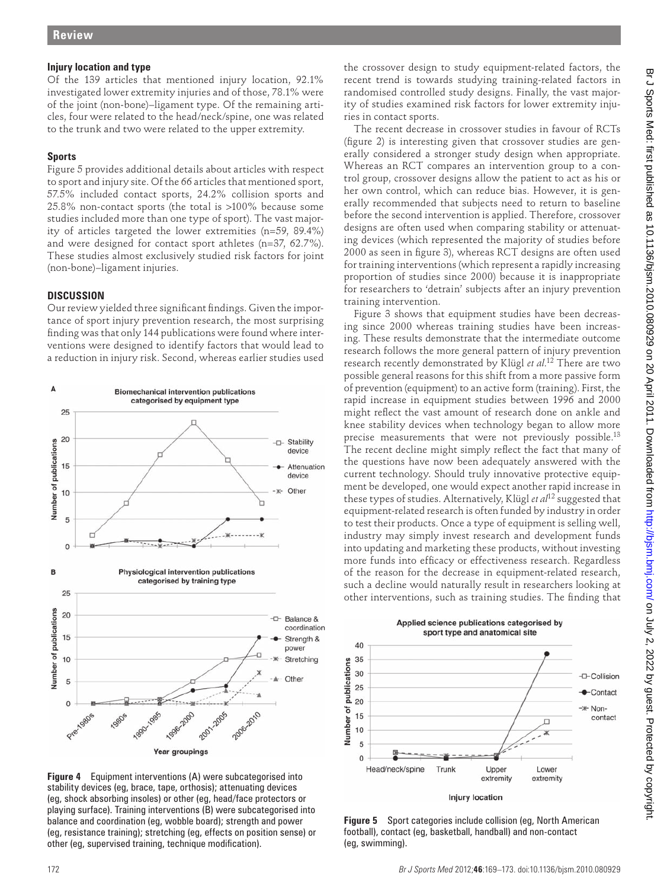### Injury location and type

Of the 139 articles that mentioned injury location, 92.1% investigated lower extremity injuries and of those, 78.1% were of the joint (non-bone)–ligament type. Of the remaining articles, four were related to the head/neck/spine, one was related to the trunk and two were related to the upper extremity.

### Sports

Figure 5 provides additional details about articles with respect to sport and injury site. Of the 66 articles that mentioned sport, 57.5% included contact sports, 24.2% collision sports and 25.8% non-contact sports (the total is >100% because some studies included more than one type of sport). The vast majority of articles targeted the lower extremities (n=59, 89.4%) and were designed for contact sport athletes (n=37, 62.7%). These studies almost exclusively studied risk factors for joint (non-bone)–ligament injuries.

## DISCUSSION

Our review yielded three significant findings. Given the importance of sport injury prevention research, the most surprising finding was that only 144 publications were found where interventions were designed to identify factors that would lead to a reduction in injury risk. Second, whereas earlier studies used the crossover design to study equipment-related factors, the recent trend is towards studying training-related factors in randomised controlled study designs. Finally, the vast majority of studies examined risk factors for lower extremity injuries in contact sports.

The recent decrease in crossover studies in favour of RCTs (figure 2) is interesting given that crossover studies are generally considered a stronger study design when appropriate. Whereas an RCT compares an intervention group to a control group, crossover designs allow the patient to act as his or her own control, which can reduce bias. However, it is generally recommended that subjects need to return to baseline before the second intervention is applied. Therefore, crossover designs are often used when comparing stability or attenuating devices (which represented the majority of studies before 2000 as seen in figure 3), whereas RCT designs are often used for training interventions (which represent a rapidly increasing proportion of studies since 2000) because it is inappropriate for researchers to 'detrain' subjects after an injury prevention training intervention.

Figure 3 shows that equipment studies have been decreasing since 2000 whereas training studies have been increasing. These results demonstrate that the intermediate outcome research follows the more general pattern of injury prevention research recently demonstrated by Klügl *et al*.[12] There are two possible general reasons for this shift from a more passive form of prevention (equipment) to an active form (training). First, the rapid increase in equipment studies between 1996 and 2000 might reflect the vast amount of research done on ankle and knee stability devices when technology began to allow more precise measurements that were not previously possible.[13] The recent decline might simply reflect the fact that many of the questions have now been adequately answered with the current technology. Should truly innovative protective equipment be developed, one would expect another rapid increase in these types of studies. Alternatively, Klügl *et al*[12] suggested that equipment-related research is often funded by industry in order to test their products. Once a type of equipment is selling well, industry may simply invest research and development funds into updating and marketing these products, without investing more funds into efficacy or effectiveness research. Regardless of the reason for the decrease in equipment-related research, such a decline would naturally result in researchers looking at other interventions, such as training studies. The finding that

**Figure 4** Equipment interventions (A) were subcategorised into stability devices (eg, brace, tape, orthosis); attenuating devices (eg, shock absorbing insoles) or other (eg, head/face protectors or playing surface). Training interventions (B) were subcategorised into balance and coordination (eg, wobble board); strength and power (eg, resistance training); stretching (eg, effects on position sense) or other (eg, supervised training, technique modification).

**Figure 5** Sport categories include collision (eg, North American football), contact (eg, basketball, handball) and non-contact (eg, swimming).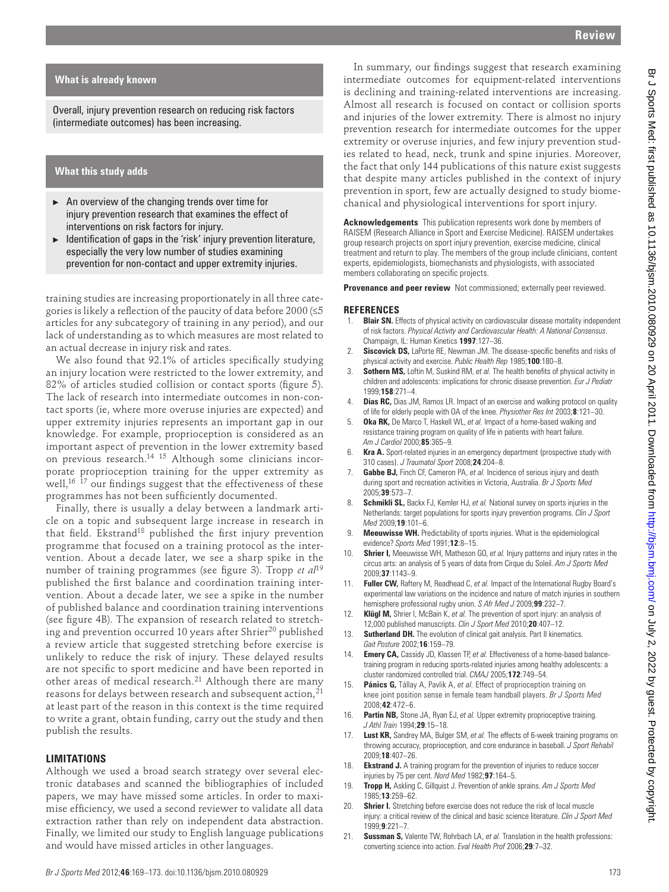## What is already known

Overall, injury prevention research on reducing risk factors (intermediate outcomes) has been increasing.

## What this study adds

- An overview of the changing trends over time for injury prevention research that examines the effect of interventions on risk factors for injury.
- Identification of gaps in the 'risk' injury prevention literature, especially the very low number of studies examining prevention for non-contact and upper extremity injuries.

training studies are increasing proportionately in all three categories is likely a reflection of the paucity of data before 2000 (≤5 articles for any subcategory of training in any period), and our lack of understanding as to which measures are most related to an actual decrease in injury risk and rates.

We also found that 92.1% of articles specifically studying an injury location were restricted to the lower extremity, and 82% of articles studied collision or contact sports (figure 5). The lack of research into intermediate outcomes in non-contact sports (ie, where more overuse injuries are expected) and upper extremity injuries represents an important gap in our knowledge. For example, proprioception is considered as an important aspect of prevention in the lower extremity based on previous research.[14 15] Although some clinicians incorporate proprioception training for the upper extremity as well,[16 17] our findings suggest that the effectiveness of these programmes has not been sufficiently documented.

Finally, there is usually a delay between a landmark article on a topic and subsequent large increase in research in that field. Ekstrand[18] published the first injury prevention programme that focused on a training protocol as the intervention. About a decade later, we see a sharp spike in the number of training programmes (see figure 3). Tropp *et al*[19] published the first balance and coordination training intervention. About a decade later, we see a spike in the number of published balance and coordination training interventions (see figure 4B). The expansion of research related to stretching and prevention occurred 10 years after Shrier[20] published a review article that suggested stretching before exercise is unlikely to reduce the risk of injury. These delayed results are not specific to sport medicine and have been reported in other areas of medical research.[21] Although there are many reasons for delays between research and subsequent action,[21] at least part of the reason in this context is the time required to write a grant, obtain funding, carry out the study and then publish the results.

## LIMITATIONS

Although we used a broad search strategy over several electronic databases and scanned the bibliographies of included papers, we may have missed some articles. In order to maximise efficiency, we used a second reviewer to validate all data extraction rather than rely on independent data abstraction. Finally, we limited our study to English language publications and would have missed articles in other languages.

In summary, our findings suggest that research examining intermediate outcomes for equipment-related interventions is declining and training-related interventions are increasing. Almost all research is focused on contact or collision sports and injuries of the lower extremity. There is almost no injury prevention research for intermediate outcomes for the upper extremity or overuse injuries, and few injury prevention studies related to head, neck, trunk and spine injuries. Moreover, the fact that only 144 publications of this nature exist suggests that despite many articles published in the context of injury prevention in sport, few are actually designed to study biomechanical and physiological interventions for sport injury.

**Acknowledgements** This publication represents work done by members of RAISEM (Research Alliance in Sport and Exercise Medicine). RAISEM undertakes group research projects on sport injury prevention, exercise medicine, clinical treatment and return to play. The members of the group include clinicians, content experts, epidemiologists, biomechanists and physiologists, with associated members collaborating on specific projects.

**Provenance and peer review** Not commissioned; externally peer reviewed.

## REFERENCES

1. **Blair SN.** Effects of physical activity on cardiovascular disease mortality independent of risk factors. *Physical Activity and Cardiovascular Health: A National Consensus*. Champaign, IL: Human Kinetics **1997**:127–36.
2. **Siscovick DS,** LaPorte RE, Newman JM. The disease-specific benefits and risks of physical activity and exercise. *Public Health Rep* 1985;**100**:180–8.
3. **Sothern MS,** Loftin M, Suskind RM, *et al.* The health benefits of physical activity in children and adolescents: implications for chronic disease prevention. *Eur J Pediatr* 1999;**158**:271–4.
4. **Dias RC,** Dias JM, Ramos LR. Impact of an exercise and walking protocol on quality of life for elderly people with OA of the knee. *Physiother Res Int* 2003;**8**:121–30.
5. **Oka RK,** De Marco T, Haskell WL, *et al.* Impact of a home-based walking and resistance training program on quality of life in patients with heart failure. *Am J Cardiol* 2000;**85**:365–9.
6. **Kra A.** Sport-related injuries in an emergency department (prospective study with 310 cases). *J Traumatol Sport* 2008;**24**:204–8.
7. **Gabbe BJ,** Finch CF, Cameron PA, *et al.* Incidence of serious injury and death during sport and recreation activities in Victoria, Australia. *Br J Sports Med* 2005;**39**:573–7.
8. **Schmikli SL,** Backx FJ, Kemler HJ, *et al.* National survey on sports injuries in the Netherlands: target populations for sports injury prevention programs. *Clin J Sport Med* 2009;**19**:101–6.
9. **Meeuwisse WH.** Predictability of sports injuries. What is the epidemiological evidence? *Sports Med* 1991;**12**:8–15.
10. **Shrier I,** Meeuwisse WH, Matheson GO, *et al.* Injury patterns and injury rates in the circus arts: an analysis of 5 years of data from Cirque du Soleil. *Am J Sports Med* 2009;**37**:1143–9.
11. **Fuller CW,** Raftery M, Readhead C, *et al.* Impact of the International Rugby Board's experimental law variations on the incidence and nature of match injuries in southern hemisphere professional rugby union. *S Afr Med J* 2009;**99**:232–7.
12. **Klügl M,** Shrier I, McBain K, *et al.* The prevention of sport injury: an analysis of 12,000 published manuscripts. *Clin J Sport Med* 2010;**20**:407–12.
13. **Sutherland DH.** The evolution of clinical gait analysis. Part II kinematics. *Gait Posture* 2002;**16**:159–79.
14. **Emery CA,** Cassidy JD, Klassen TP, *et al.* Effectiveness of a home-based balance-training program in reducing sports-related injuries among healthy adolescents: a cluster randomized controlled trial. *CMAJ* 2005;**172**:749–54.
15. **Pánics G,** Tállay A, Pavlik A, *et al.* Effect of proprioception training on knee joint position sense in female team handball players. *Br J Sports Med* 2008;**42**:472–6.
16. **Partin NB,** Stone JA, Ryan EJ, *et al.* Upper extremity proprioceptive training. *J Athl Train* 1994;**29**:15–18.
17. **Lust KR,** Sandrey MA, Bulger SM, *et al.* The effects of 6-week training programs on throwing accuracy, proprioception, and core endurance in baseball. *J Sport Rehabil* 2009;**18**:407–26.
18. **Ekstrand J.** A training program for the prevention of injuries to reduce soccer injuries by 75 per cent. *Nord Med* 1982;**97**:164–5.
19. **Tropp H,** Askling C, Gillquist J. Prevention of ankle sprains. *Am J Sports Med* 1985;**13**:259–62.
20. **Shrier I.** Stretching before exercise does not reduce the risk of local muscle injury: a critical review of the clinical and basic science literature. *Clin J Sport Med* 1999;**9**:221–7.
21. **Sussman S,** Valente TW, Rohrbach LA, *et al.* Translation in the health professions: converting science into action. *Eval Health Prof* 2006;**29**:7–32.